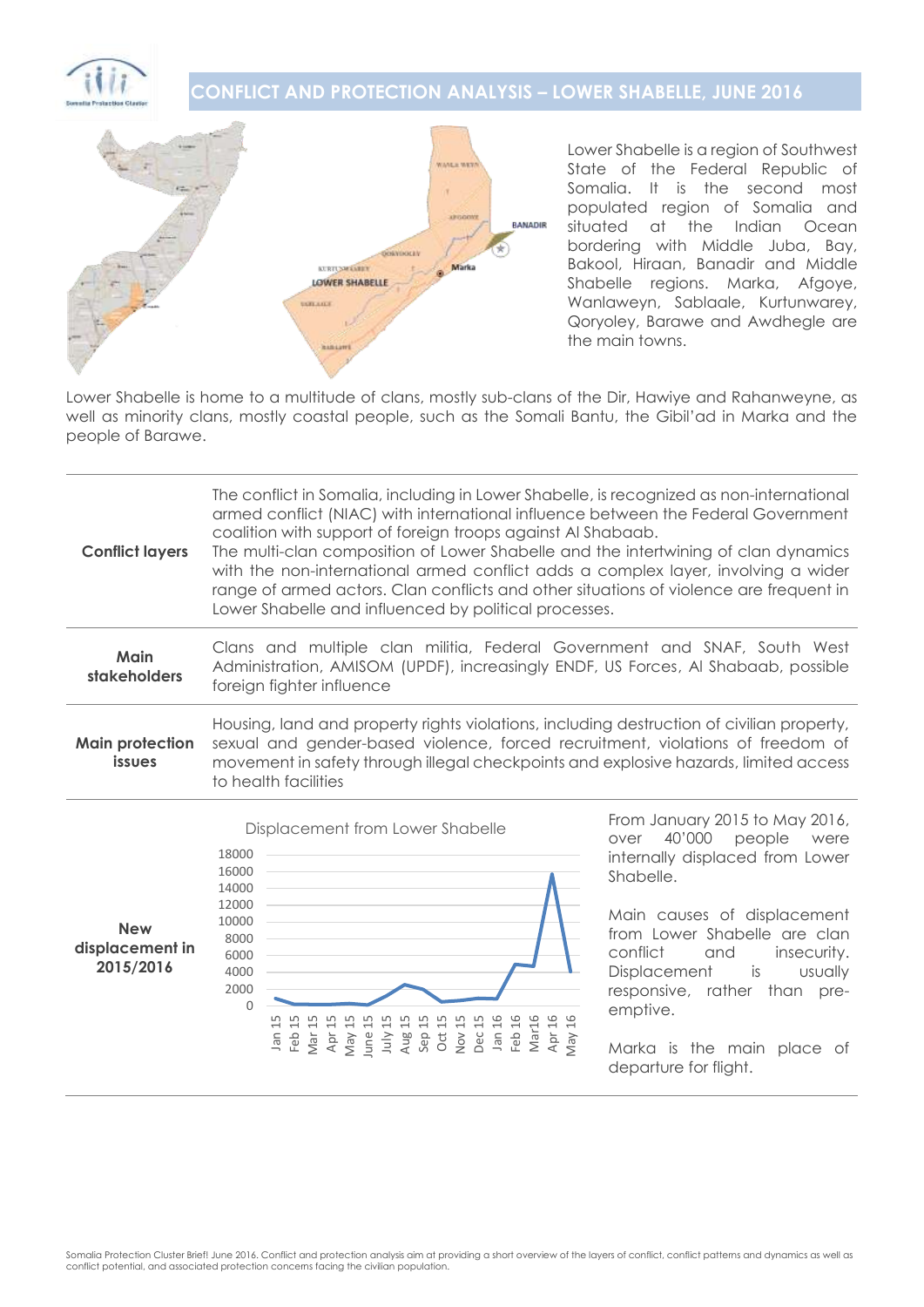# CONFLICT AND PROTECTION ANALYSIS – LOWER SHABELLE, JUNE 2016

Lower Shabelle is a region of Southwest State of the Federal Republic of Somalia. It is the second most populated region of Somalia and situated at the Indian Ocean bordering with Middle Juba, Bay, Bakool, Hiraan, Banadir and Middle Shabelle regions. Marka, Afgoye, Wanlaweyn, Sablaale, Kurtunwarey, Qoryoley, Barawe and Awdhegle are the main towns.

Lower Shabelle is home to a multitude of clans, mostly sub-clans of the Dir, Hawiye and Rahanweyne, as well as minority clans, mostly coastal people, such as the Somali Bantu, the Gibil'ad in Marka and the people of Barawe.

| | |
|---|---|
| **Conflict layers** | The conflict in Somalia, including in Lower Shabelle, is recognized as non-international armed conflict (NIAC) with international influence between the Federal Government coalition with support of foreign troops against Al Shabaab. The multi-clan composition of Lower Shabelle and the intertwining of clan dynamics with the non-international armed conflict adds a complex layer, involving a wider range of armed actors. Clan conflicts and other situations of violence are frequent in Lower Shabelle and influenced by political processes. |
| **Main stakeholders** | Clans and multiple clan militia, Federal Government and SNAF, South West Administration, AMISOM (UPDF), increasingly ENDF, US Forces, Al Shabaab, possible foreign fighter influence |
| **Main protection issues** | Housing, land and property rights violations, including destruction of civilian property, sexual and gender-based violence, forced recruitment, violations of freedom of movement in safety through illegal checkpoints and explosive hazards, limited access to health facilities |
| **New displacement in 2015/2016** | Displacement from Lower Shabelle (chart: Jan 15 – May 16) <br><br> From January 2015 to May 2016, over 40'000 people were internally displaced from Lower Shabelle. <br><br> Main causes of displacement from Lower Shabelle are clan conflict and insecurity. Displacement is usually responsive, rather than pre-emptive. <br><br> Marka is the main place of departure for flight. |

Somalia Protection Cluster Brief! June 2016. Conflict and protection analysis aim at providing a short overview of the layers of conflict, conflict patterns and dynamics as well as conflict potential, and associated protection concerns facing the civilian population.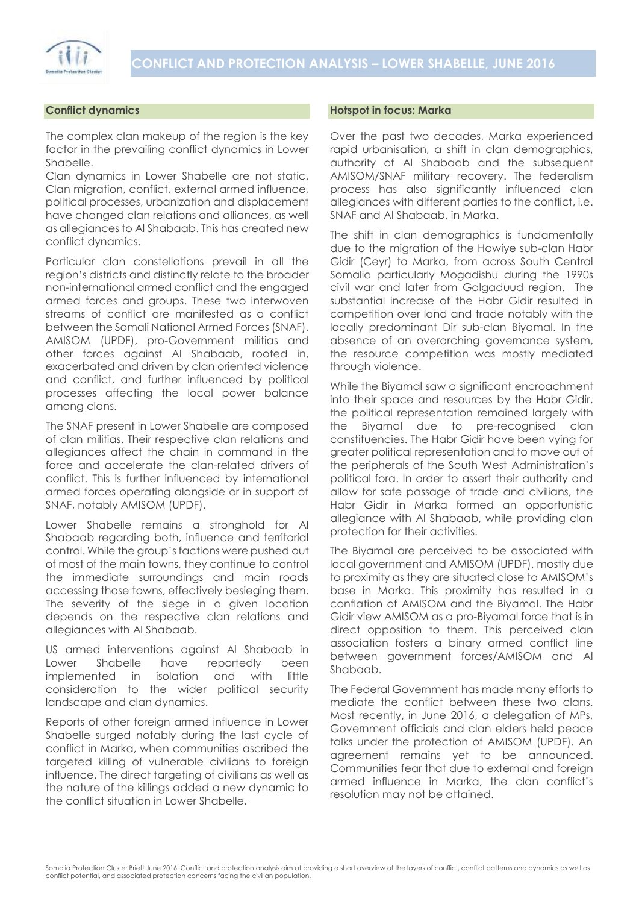## Conflict dynamics

The complex clan makeup of the region is the key factor in the prevailing conflict dynamics in Lower Shabelle.

Clan dynamics in Lower Shabelle are not static. Clan migration, conflict, external armed influence, political processes, urbanization and displacement have changed clan relations and alliances, as well as allegiances to Al Shabaab. This has created new conflict dynamics.

Particular clan constellations prevail in all the region's districts and distinctly relate to the broader non-international armed conflict and the engaged armed forces and groups. These two interwoven streams of conflict are manifested as a conflict between the Somali National Armed Forces (SNAF), AMISOM (UPDF), pro-Government militias and other forces against Al Shabaab, rooted in, exacerbated and driven by clan oriented violence and conflict, and further influenced by political processes affecting the local power balance among clans.

The SNAF present in Lower Shabelle are composed of clan militias. Their respective clan relations and allegiances affect the chain in command in the force and accelerate the clan-related drivers of conflict. This is further influenced by international armed forces operating alongside or in support of SNAF, notably AMISOM (UPDF).

Lower Shabelle remains a stronghold for Al Shabaab regarding both, influence and territorial control. While the group's factions were pushed out of most of the main towns, they continue to control the immediate surroundings and main roads accessing those towns, effectively besieging them. The severity of the siege in a given location depends on the respective clan relations and allegiances with Al Shabaab.

US armed interventions against Al Shabaab in Lower Shabelle have reportedly been implemented in isolation and with little consideration to the wider political security landscape and clan dynamics.

Reports of other foreign armed influence in Lower Shabelle surged notably during the last cycle of conflict in Marka, when communities ascribed the targeted killing of vulnerable civilians to foreign influence. The direct targeting of civilians as well as the nature of the killings added a new dynamic to the conflict situation in Lower Shabelle.

## Hotspot in focus: Marka

Over the past two decades, Marka experienced rapid urbanisation, a shift in clan demographics, authority of Al Shabaab and the subsequent AMISOM/SNAF military recovery. The federalism process has also significantly influenced clan allegiances with different parties to the conflict, i.e. SNAF and Al Shabaab, in Marka.

The shift in clan demographics is fundamentally due to the migration of the Hawiye sub-clan Habr Gidir (Ceyr) to Marka, from across South Central Somalia particularly Mogadishu during the 1990s civil war and later from Galgaduud region. The substantial increase of the Habr Gidir resulted in competition over land and trade notably with the locally predominant Dir sub-clan Biyamal. In the absence of an overarching governance system, the resource competition was mostly mediated through violence.

While the Biyamal saw a significant encroachment into their space and resources by the Habr Gidir, the political representation remained largely with the Biyamal due to pre-recognised clan constituencies. The Habr Gidir have been vying for greater political representation and to move out of the peripherals of the South West Administration's political fora. In order to assert their authority and allow for safe passage of trade and civilians, the Habr Gidir in Marka formed an opportunistic allegiance with Al Shabaab, while providing clan protection for their activities.

The Biyamal are perceived to be associated with local government and AMISOM (UPDF), mostly due to proximity as they are situated close to AMISOM's base in Marka. This proximity has resulted in a conflation of AMISOM and the Biyamal. The Habr Gidir view AMISOM as a pro-Biyamal force that is in direct opposition to them. This perceived clan association fosters a binary armed conflict line between government forces/AMISOM and Al Shabaab.

The Federal Government has made many efforts to mediate the conflict between these two clans. Most recently, in June 2016, a delegation of MPs, Government officials and clan elders held peace talks under the protection of AMISOM (UPDF). An agreement remains yet to be announced. Communities fear that due to external and foreign armed influence in Marka, the clan conflict's resolution may not be attained.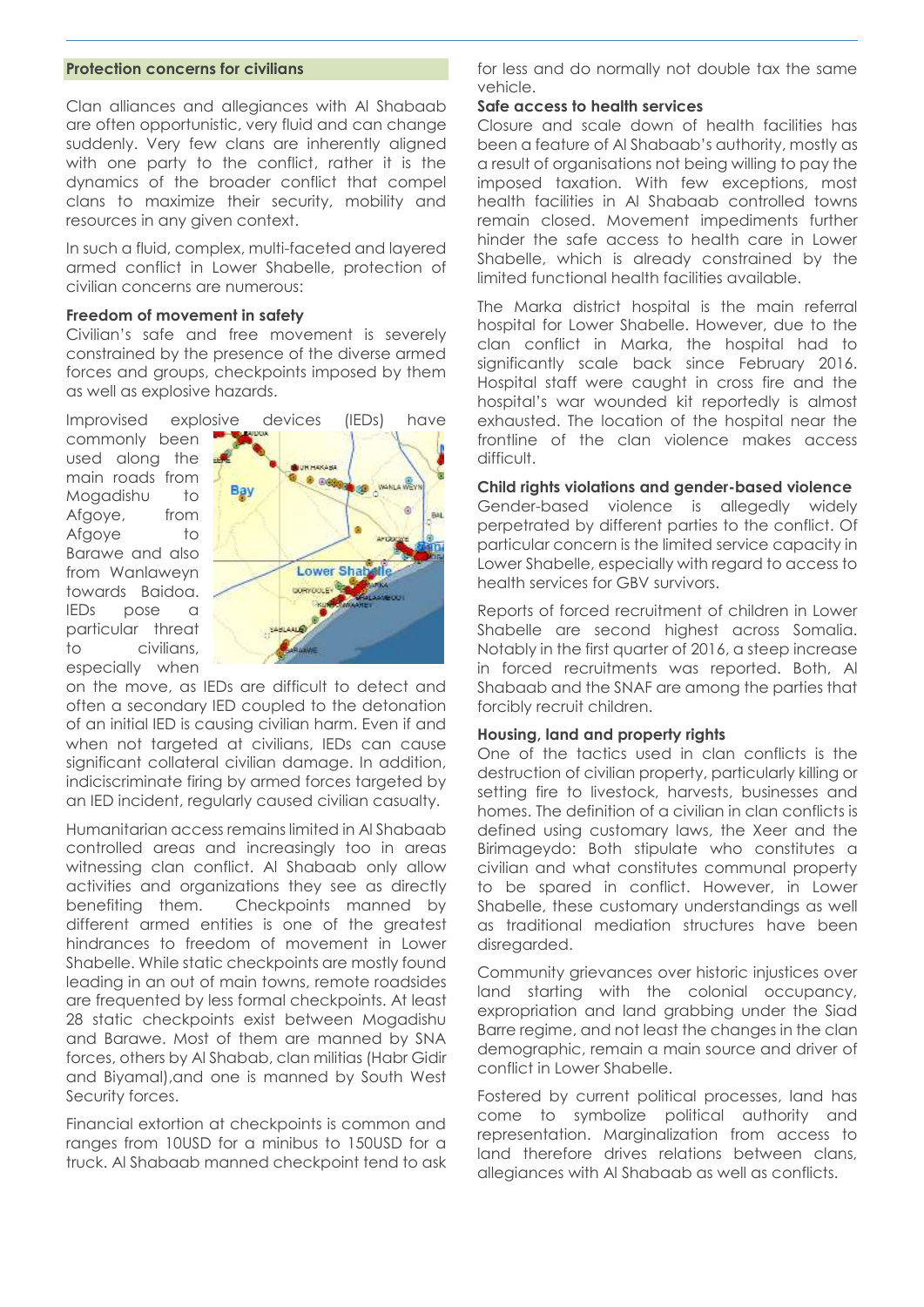## Protection concerns for civilians

Clan alliances and allegiances with Al Shabaab are often opportunistic, very fluid and can change suddenly. Very few clans are inherently aligned with one party to the conflict, rather it is the dynamics of the broader conflict that compel clans to maximize their security, mobility and resources in any given context.

In such a fluid, complex, multi-faceted and layered armed conflict in Lower Shabelle, protection of civilian concerns are numerous:

**Freedom of movement in safety**

Civilian's safe and free movement is severely constrained by the presence of the diverse armed forces and groups, checkpoints imposed by them as well as explosive hazards.

Improvised explosive devices (IEDs) have commonly been used along the main roads from Mogadishu to Afgoye, from Afgoye to Barawe and also from Wanlaweyn towards Baidoa. IEDs pose a particular threat to civilians, especially when on the move, as IEDs are difficult to detect and often a secondary IED coupled to the detonation of an initial IED is causing civilian harm. Even if and when not targeted at civilians, IEDs can cause significant collateral civilian damage. In addition, indiciscriminate firing by armed forces targeted by an IED incident, regularly caused civilian casualty.

Humanitarian access remains limited in Al Shabaab controlled areas and increasingly too in areas witnessing clan conflict. Al Shabaab only allow activities and organizations they see as directly benefiting them. Checkpoints manned by different armed entities is one of the greatest hindrances to freedom of movement in Lower Shabelle. While static checkpoints are mostly found leading in an out of main towns, remote roadsides are frequented by less formal checkpoints. At least 28 static checkpoints exist between Mogadishu and Barawe. Most of them are manned by SNA forces, others by Al Shabab, clan militias (Habr Gidir and Biyamal),and one is manned by South West Security forces.

Financial extortion at checkpoints is common and ranges from 10USD for a minibus to 150USD for a truck. Al Shabaab manned checkpoint tend to ask for less and do normally not double tax the same vehicle.

**Safe access to health services**

Closure and scale down of health facilities has been a feature of Al Shabaab's authority, mostly as a result of organisations not being willing to pay the imposed taxation. With few exceptions, most health facilities in Al Shabaab controlled towns remain closed. Movement impediments further hinder the safe access to health care in Lower Shabelle, which is already constrained by the limited functional health facilities available.

The Marka district hospital is the main referral hospital for Lower Shabelle. However, due to the clan conflict in Marka, the hospital had to significantly scale back since February 2016. Hospital staff were caught in cross fire and the hospital's war wounded kit reportedly is almost exhausted. The location of the hospital near the frontline of the clan violence makes access difficult.

**Child rights violations and gender-based violence**

Gender-based violence is allegedly widely perpetrated by different parties to the conflict. Of particular concern is the limited service capacity in Lower Shabelle, especially with regard to access to health services for GBV survivors.

Reports of forced recruitment of children in Lower Shabelle are second highest across Somalia. Notably in the first quarter of 2016, a steep increase in forced recruitments was reported. Both, Al Shabaab and the SNAF are among the parties that forcibly recruit children.

**Housing, land and property rights**

One of the tactics used in clan conflicts is the destruction of civilian property, particularly killing or setting fire to livestock, harvests, businesses and homes. The definition of a civilian in clan conflicts is defined using customary laws, the Xeer and the Birimageydo: Both stipulate who constitutes a civilian and what constitutes communal property to be spared in conflict. However, in Lower Shabelle, these customary understandings as well as traditional mediation structures have been disregarded.

Community grievances over historic injustices over land starting with the colonial occupancy, expropriation and land grabbing under the Siad Barre regime, and not least the changes in the clan demographic, remain a main source and driver of conflict in Lower Shabelle.

Fostered by current political processes, land has come to symbolize political authority and representation. Marginalization from access to land therefore drives relations between clans, allegiances with Al Shabaab as well as conflicts.